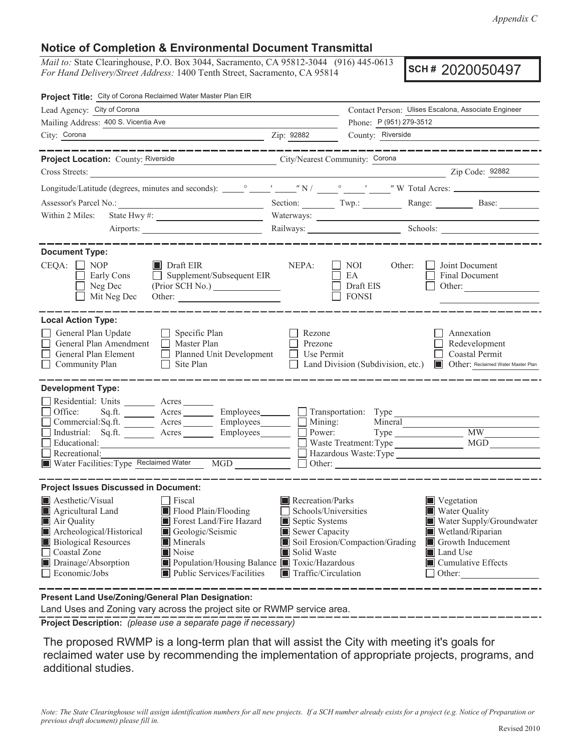*Appendix C*

## Notice of Completion & Environmental Document Transmittal

*Mail to:* State Clearinghouse, P.O. Box 3044, Sacramento, CA 95812-3044 (916) 445-0613
*For Hand Delivery/Street Address:* 1400 Tenth Street, Sacramento, CA 95814

**SCH #** 2020050497

**Project Title:** City of Corona Reclaimed Water Master Plan EIR

Lead Agency: City of Corona
Contact Person: Ulises Escalona, Associate Engineer
Mailing Address: 400 S. Vicentia Ave
Phone: P (951) 279-3512
City: Corona
Zip: 92882
County: Riverside

---

**Project Location:** County: Riverside
City/Nearest Community: Corona
Cross Streets:
Zip Code: 92882
Longitude/Latitude (degrees, minutes and seconds): ____° ____′ ____″ N / ____° ____′ ____″ W Total Acres:
Assessor's Parcel No.:
Section: Twp.: Range: Base:
Within 2 Miles: State Hwy #:
Waterways:
Airports:
Railways:
Schools:

---

**Document Type:**

CEQA:
- ☐ NOP
- ☐ Early Cons
- ☐ Neg Dec
- ☐ Mit Neg Dec
- ■ Draft EIR
- ☐ Supplement/Subsequent EIR (Prior SCH No.)
- Other:

NEPA:
- ☐ NOI
- ☐ EA
- ☐ Draft EIS
- ☐ FONSI

Other:
- ☐ Joint Document
- ☐ Final Document
- ☐ Other:

---

**Local Action Type:**

- ☐ General Plan Update
- ☐ General Plan Amendment
- ☐ General Plan Element
- ☐ Community Plan
- ☐ Specific Plan
- ☐ Master Plan
- ☐ Planned Unit Development
- ☐ Site Plan
- ☐ Rezone
- ☐ Prezone
- ☐ Use Permit
- ☐ Land Division (Subdivision, etc.)
- ☐ Annexation
- ☐ Redevelopment
- ☐ Coastal Permit
- ■ Other: Reclaimed Water Master Plan

---

**Development Type:**

- ☐ Residential: Units ____ Acres ____
- ☐ Office: Sq.ft. ____ Acres ____ Employees ____
- ☐ Commercial: Sq.ft. ____ Acres ____ Employees ____
- ☐ Industrial: Sq.ft. ____ Acres ____ Employees ____
- ☐ Educational:
- ☐ Recreational:
- ■ Water Facilities: Type Reclaimed Water MGD ____
- ☐ Transportation: Type
- ☐ Mining: Mineral
- ☐ Power: Type ____ MW
- ☐ Waste Treatment: Type ____ MGD
- ☐ Hazardous Waste: Type
- ☐ Other:

---

**Project Issues Discussed in Document:**

- ■ Aesthetic/Visual
- ■ Agricultural Land
- ■ Air Quality
- ■ Archeological/Historical
- ■ Biological Resources
- ☐ Coastal Zone
- ■ Drainage/Absorption
- ☐ Economic/Jobs
- ☐ Fiscal
- ■ Flood Plain/Flooding
- ■ Forest Land/Fire Hazard
- ■ Geologic/Seismic
- ■ Minerals
- ■ Noise
- ■ Population/Housing Balance
- ■ Public Services/Facilities
- ■ Recreation/Parks
- ☐ Schools/Universities
- ■ Septic Systems
- ■ Sewer Capacity
- ■ Soil Erosion/Compaction/Grading
- ■ Solid Waste
- ■ Toxic/Hazardous
- ■ Traffic/Circulation
- ■ Vegetation
- ■ Water Quality
- ■ Water Supply/Groundwater
- ■ Wetland/Riparian
- ■ Growth Inducement
- ■ Land Use
- ■ Cumulative Effects
- ☐ Other:

---

**Present Land Use/Zoning/General Plan Designation:**

Land Uses and Zoning vary across the project site or RWMP service area.

**Project Description:** *(please use a separate page if necessary)*

The proposed RWMP is a long-term plan that will assist the City with meeting it's goals for reclaimed water use by recommending the implementation of appropriate projects, programs, and additional studies.

*Note: The State Clearinghouse will assign identification numbers for all new projects. If a SCH number already exists for a project (e.g. Notice of Preparation or previous draft document) please fill in.*

Revised 2010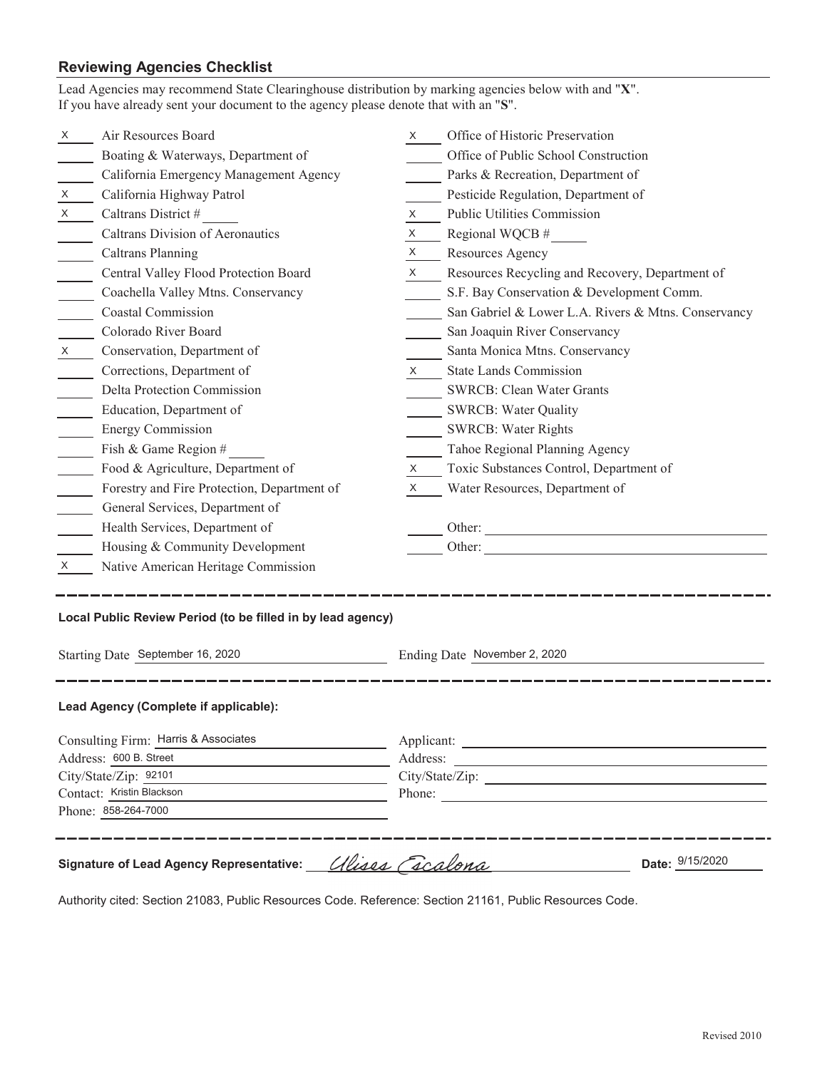## Reviewing Agencies Checklist

Lead Agencies may recommend State Clearinghouse distribution by marking agencies below with and "**X**".
If you have already sent your document to the agency please denote that with an "**S**".

| | | | |
|---|---|---|---|
| X | Air Resources Board | X | Office of Historic Preservation |
| | Boating & Waterways, Department of | | Office of Public School Construction |
| | California Emergency Management Agency | | Parks & Recreation, Department of |
| X | California Highway Patrol | | Pesticide Regulation, Department of |
| X | Caltrans District # ____ | X | Public Utilities Commission |
| | Caltrans Division of Aeronautics | X | Regional WQCB # ____ |
| | Caltrans Planning | X | Resources Agency |
| | Central Valley Flood Protection Board | X | Resources Recycling and Recovery, Department of |
| | Coachella Valley Mtns. Conservancy | | S.F. Bay Conservation & Development Comm. |
| | Coastal Commission | | San Gabriel & Lower L.A. Rivers & Mtns. Conservancy |
| | Colorado River Board | | San Joaquin River Conservancy |
| X | Conservation, Department of | | Santa Monica Mtns. Conservancy |
| | Corrections, Department of | X | State Lands Commission |
| | Delta Protection Commission | | SWRCB: Clean Water Grants |
| | Education, Department of | | SWRCB: Water Quality |
| | Energy Commission | | SWRCB: Water Rights |
| | Fish & Game Region # ____ | | Tahoe Regional Planning Agency |
| | Food & Agriculture, Department of | X | Toxic Substances Control, Department of |
| | Forestry and Fire Protection, Department of | X | Water Resources, Department of |
| | General Services, Department of | | |
| | Health Services, Department of | | Other: |
| | Housing & Community Development | | Other: |
| X | Native American Heritage Commission | | |

---

**Local Public Review Period (to be filled in by lead agency)**

Starting Date September 16, 2020 Ending Date November 2, 2020

---

**Lead Agency (Complete if applicable):**

| | |
|---|---|
| Consulting Firm: Harris & Associates | Applicant: |
| Address: 600 B. Street | Address: |
| City/State/Zip: 92101 | City/State/Zip: |
| Contact: Kristin Blackson | Phone: |
| Phone: 858-264-7000 | |

---

**Signature of Lead Agency Representative:** *Ulises Escalona* **Date:** 9/15/2020

Authority cited: Section 21083, Public Resources Code. Reference: Section 21161, Public Resources Code.

Revised 2010